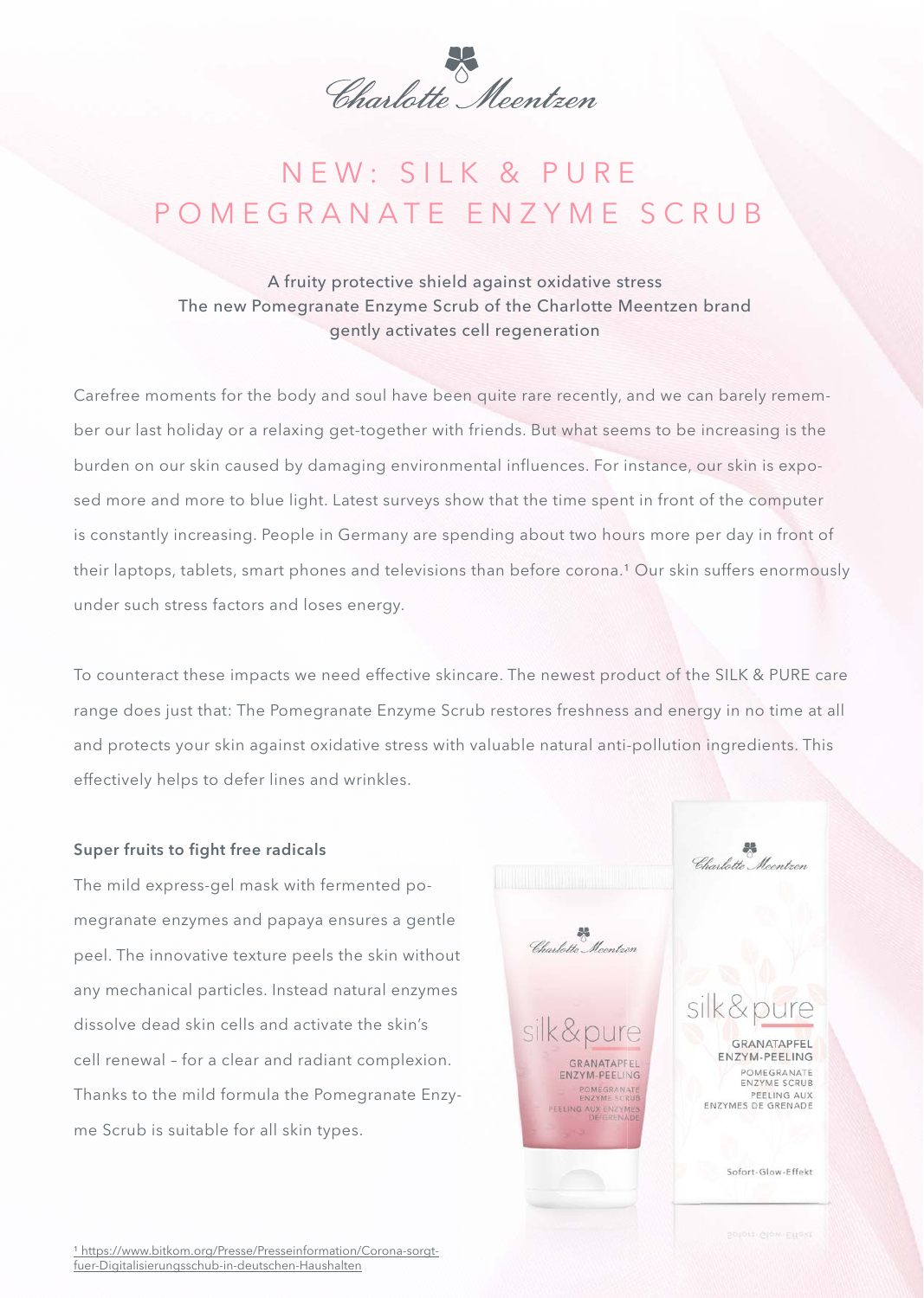# NEW: SILK & PURE POMEGRANATE ENZYME SCRUB

A fruity protective shield against oxidative stress
The new Pomegranate Enzyme Scrub of the Charlotte Meentzen brand gently activates cell regeneration

Carefree moments for the body and soul have been quite rare recently, and we can barely remember our last holiday or a relaxing get-together with friends. But what seems to be increasing is the burden on our skin caused by damaging environmental influences. For instance, our skin is exposed more and more to blue light. Latest surveys show that the time spent in front of the computer is constantly increasing. People in Germany are spending about two hours more per day in front of their laptops, tablets, smart phones and televisions than before corona.[1] Our skin suffers enormously under such stress factors and loses energy.

To counteract these impacts we need effective skincare. The newest product of the SILK & PURE care range does just that: The Pomegranate Enzyme Scrub restores freshness and energy in no time at all and protects your skin against oxidative stress with valuable natural anti-pollution ingredients. This effectively helps to defer lines and wrinkles.

**Super fruits to fight free radicals**

The mild express-gel mask with fermented pomegranate enzymes and papaya ensures a gentle peel. The innovative texture peels the skin without any mechanical particles. Instead natural enzymes dissolve dead skin cells and activate the skin's cell renewal – for a clear and radiant complexion. Thanks to the mild formula the Pomegranate Enzyme Scrub is suitable for all skin types.

[1] https://www.bitkom.org/Presse/Presseinformation/Corona-sorgt-fuer-Digitalisierungsschub-in-deutschen-Haushalten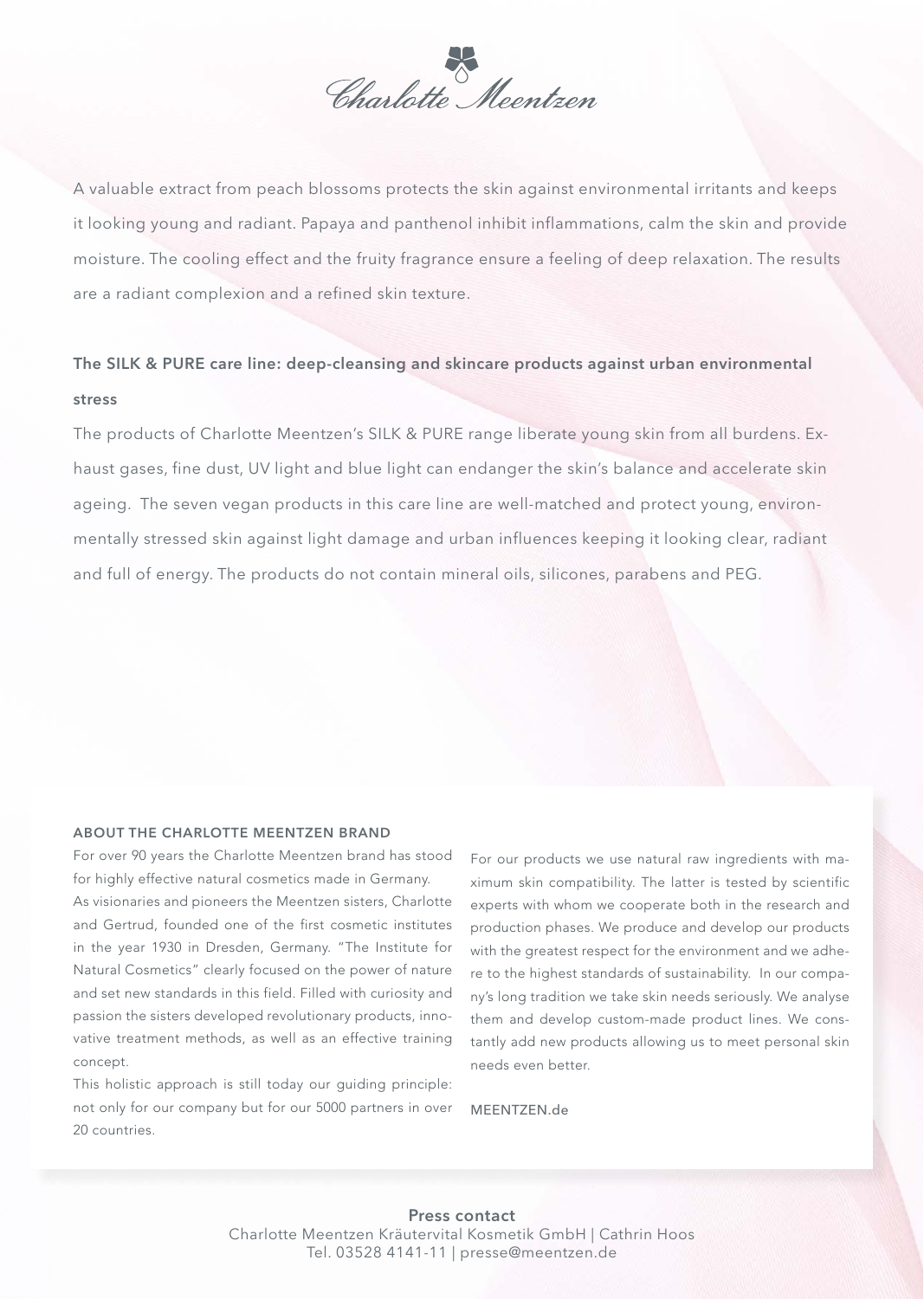A valuable extract from peach blossoms protects the skin against environmental irritants and keeps it looking young and radiant. Papaya and panthenol inhibit inflammations, calm the skin and provide moisture. The cooling effect and the fruity fragrance ensure a feeling of deep relaxation. The results are a radiant complexion and a refined skin texture.

**The SILK & PURE care line: deep-cleansing and skincare products against urban environmental stress**

The products of Charlotte Meentzen's SILK & PURE range liberate young skin from all burdens. Exhaust gases, fine dust, UV light and blue light can endanger the skin's balance and accelerate skin ageing. The seven vegan products in this care line are well-matched and protect young, environmentally stressed skin against light damage and urban influences keeping it looking clear, radiant and full of energy. The products do not contain mineral oils, silicones, parabens and PEG.

## ABOUT THE CHARLOTTE MEENTZEN BRAND

For over 90 years the Charlotte Meentzen brand has stood for highly effective natural cosmetics made in Germany.
As visionaries and pioneers the Meentzen sisters, Charlotte and Gertrud, founded one of the first cosmetic institutes in the year 1930 in Dresden, Germany. "The Institute for Natural Cosmetics" clearly focused on the power of nature and set new standards in this field. Filled with curiosity and passion the sisters developed revolutionary products, innovative treatment methods, as well as an effective training concept.
This holistic approach is still today our guiding principle: not only for our company but for our 5000 partners in over 20 countries.

For our products we use natural raw ingredients with maximum skin compatibility. The latter is tested by scientific experts with whom we cooperate both in the research and production phases. We produce and develop our products with the greatest respect for the environment and we adhere to the highest standards of sustainability. In our company's long tradition we take skin needs seriously. We analyse them and develop custom-made product lines. We constantly add new products allowing us to meet personal skin needs even better.

MEENTZEN.de

**Press contact**
Charlotte Meentzen Kräutervital Kosmetik GmbH | Cathrin Hoos
Tel. 03528 4141-11 | presse@meentzen.de